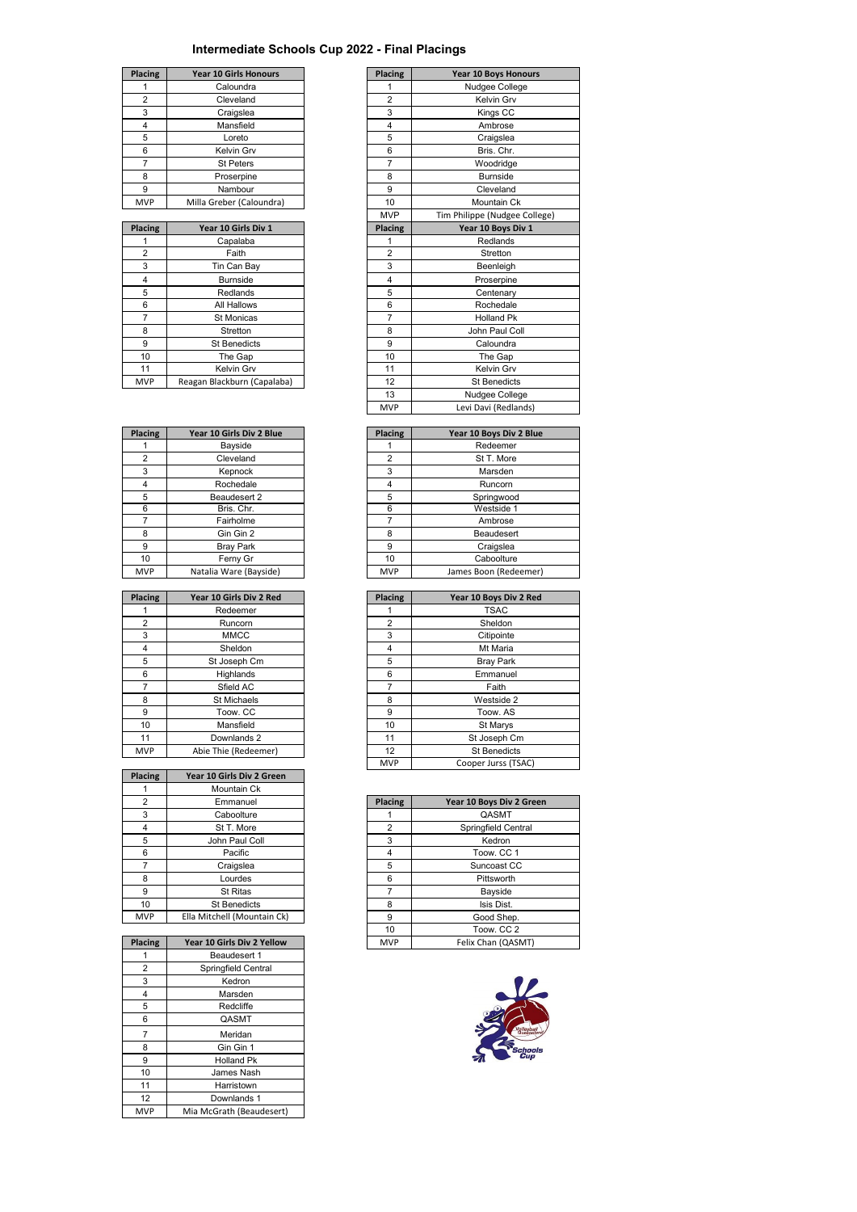# Intermediate Schools Cup 2022 - Final Placings

| Placing | Year 10 Girls Honours |
|---|---|
| 1 | Caloundra |
| 2 | Cleveland |
| 3 | Craigslea |
| 4 | Mansfield |
| 5 | Loreto |
| 6 | Kelvin Grv |
| 7 | St Peters |
| 8 | Proserpine |
| 9 | Nambour |
| MVP | Milla Greber (Caloundra) |

| Placing | Year 10 Girls Div 1 |
|---|---|
| 1 | Capalaba |
| 2 | Faith |
| 3 | Tin Can Bay |
| 4 | Burnside |
| 5 | Redlands |
| 6 | All Hallows |
| 7 | St Monicas |
| 8 | Stretton |
| 9 | St Benedicts |
| 10 | The Gap |
| 11 | Kelvin Grv |
| MVP | Reagan Blackburn (Capalaba) |

| Placing | Year 10 Girls Div 2 Blue |
|---|---|
| 1 | Bayside |
| 2 | Cleveland |
| 3 | Kepnock |
| 4 | Rochedale |
| 5 | Beaudesert 2 |
| 6 | Bris. Chr. |
| 7 | Fairholme |
| 8 | Gin Gin 2 |
| 9 | Bray Park |
| 10 | Ferny Gr |
| MVP | Natalia Ware (Bayside) |

| Placing | Year 10 Girls Div 2 Red |
|---|---|
| 1 | Redeemer |
| 2 | Runcorn |
| 3 | MMCC |
| 4 | Sheldon |
| 5 | St Joseph Cm |
| 6 | Highlands |
| 7 | Sfield AC |
| 8 | St Michaels |
| 9 | Toow. CC |
| 10 | Mansfield |
| 11 | Downlands 2 |
| MVP | Abie Thie (Redeemer) |

| Placing | Year 10 Girls Div 2 Green |
|---|---|
| 1 | Mountain Ck |
| 2 | Emmanuel |
| 3 | Caboolture |
| 4 | St T. More |
| 5 | John Paul Coll |
| 6 | Pacific |
| 7 | Craigslea |
| 8 | Lourdes |
| 9 | St Ritas |
| 10 | St Benedicts |
| MVP | Ella Mitchell (Mountain Ck) |

| Placing | Year 10 Girls Div 2 Yellow |
|---|---|
| 1 | Beaudesert 1 |
| 2 | Springfield Central |
| 3 | Kedron |
| 4 | Marsden |
| 5 | Redcliffe |
| 6 | QASMT |
| 7 | Meridan |
| 8 | Gin Gin 1 |
| 9 | Holland Pk |
| 10 | James Nash |
| 11 | Harristown |
| 12 | Downlands 1 |
| MVP | Mia McGrath (Beaudesert) |

| Placing | Year 10 Boys Honours |
|---|---|
| 1 | Nudgee College |
| 2 | Kelvin Grv |
| 3 | Kings CC |
| 4 | Ambrose |
| 5 | Craigslea |
| 6 | Bris. Chr. |
| 7 | Woodridge |
| 8 | Burnside |
| 9 | Cleveland |
| 10 | Mountain Ck |
| MVP | Tim Philippe (Nudgee College) |

| Placing | Year 10 Boys Div 1 |
|---|---|
| 1 | Redlands |
| 2 | Stretton |
| 3 | Beenleigh |
| 4 | Proserpine |
| 5 | Centenary |
| 6 | Rochedale |
| 7 | Holland Pk |
| 8 | John Paul Coll |
| 9 | Caloundra |
| 10 | The Gap |
| 11 | Kelvin Grv |
| 12 | St Benedicts |
| 13 | Nudgee College |
| MVP | Levi Davi (Redlands) |

| Placing | Year 10 Boys Div 2 Blue |
|---|---|
| 1 | Redeemer |
| 2 | St T. More |
| 3 | Marsden |
| 4 | Runcorn |
| 5 | Springwood |
| 6 | Westside 1 |
| 7 | Ambrose |
| 8 | Beaudesert |
| 9 | Craigslea |
| 10 | Caboolture |
| MVP | James Boon (Redeemer) |

| Placing | Year 10 Boys Div 2 Red |
|---|---|
| 1 | TSAC |
| 2 | Sheldon |
| 3 | Citipointe |
| 4 | Mt Maria |
| 5 | Bray Park |
| 6 | Emmanuel |
| 7 | Faith |
| 8 | Westside 2 |
| 9 | Toow. AS |
| 10 | St Marys |
| 11 | St Joseph Cm |
| 12 | St Benedicts |
| MVP | Cooper Jurss (TSAC) |

| Placing | Year 10 Boys Div 2 Green |
|---|---|
| 1 | QASMT |
| 2 | Springfield Central |
| 3 | Kedron |
| 4 | Toow. CC 1 |
| 5 | Suncoast CC |
| 6 | Pittsworth |
| 7 | Bayside |
| 8 | Isis Dist. |
| 9 | Good Shep. |
| 10 | Toow. CC 2 |
| MVP | Felix Chan (QASMT) |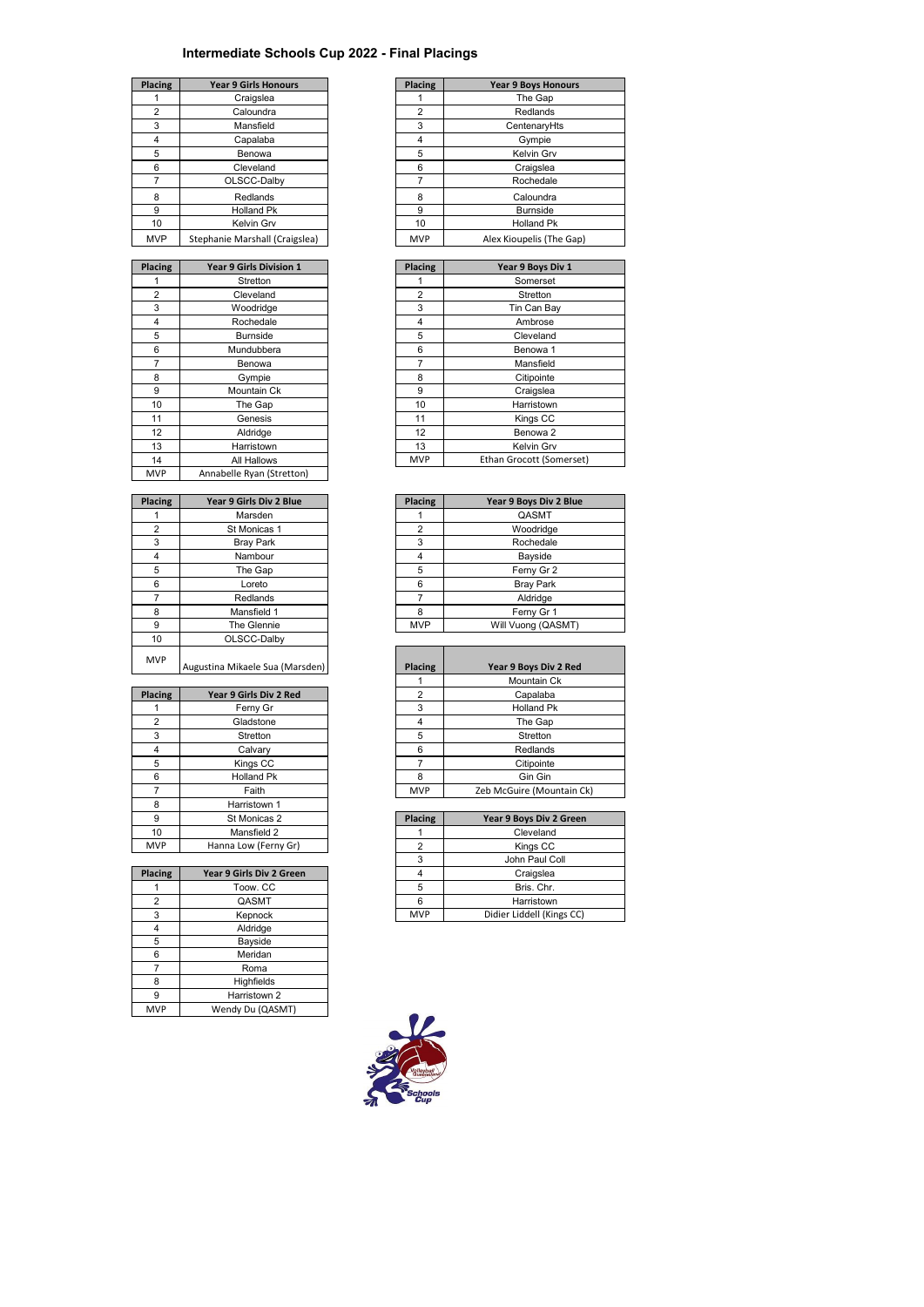# Intermediate Schools Cup 2022 - Final Placings

| Placing | Year 9 Girls Honours |
|---|---|
| 1 | Craigslea |
| 2 | Caloundra |
| 3 | Mansfield |
| 4 | Capalaba |
| 5 | Benowa |
| 6 | Cleveland |
| 7 | OLSCC-Dalby |
| 8 | Redlands |
| 9 | Holland Pk |
| 10 | Kelvin Grv |
| MVP | Stephanie Marshall (Craigslea) |

| Placing | Year 9 Boys Honours |
|---|---|
| 1 | The Gap |
| 2 | Redlands |
| 3 | CentenaryHts |
| 4 | Gympie |
| 5 | Kelvin Grv |
| 6 | Craigslea |
| 7 | Rochedale |
| 8 | Caloundra |
| 9 | Burnside |
| 10 | Holland Pk |
| MVP | Alex Kioupelis (The Gap) |

| Placing | Year 9 Girls Division 1 |
|---|---|
| 1 | Stretton |
| 2 | Cleveland |
| 3 | Woodridge |
| 4 | Rochedale |
| 5 | Burnside |
| 6 | Mundubbera |
| 7 | Benowa |
| 8 | Gympie |
| 9 | Mountain Ck |
| 10 | The Gap |
| 11 | Genesis |
| 12 | Aldridge |
| 13 | Harristown |
| 14 | All Hallows |
| MVP | Annabelle Ryan (Stretton) |

| Placing | Year 9 Boys Div 1 |
|---|---|
| 1 | Somerset |
| 2 | Stretton |
| 3 | Tin Can Bay |
| 4 | Ambrose |
| 5 | Cleveland |
| 6 | Benowa 1 |
| 7 | Mansfield |
| 8 | Citipointe |
| 9 | Craigslea |
| 10 | Harristown |
| 11 | Kings CC |
| 12 | Benowa 2 |
| 13 | Kelvin Grv |
| MVP | Ethan Grocott (Somerset) |

| Placing | Year 9 Girls Div 2 Blue |
|---|---|
| 1 | Marsden |
| 2 | St Monicas 1 |
| 3 | Bray Park |
| 4 | Nambour |
| 5 | The Gap |
| 6 | Loreto |
| 7 | Redlands |
| 8 | Mansfield 1 |
| 9 | The Glennie |
| 10 | OLSCC-Dalby |
| MVP | Augustina Mikaele Sua (Marsden) |

| Placing | Year 9 Boys Div 2 Blue |
|---|---|
| 1 | QASMT |
| 2 | Woodridge |
| 3 | Rochedale |
| 4 | Bayside |
| 5 | Ferny Gr 2 |
| 6 | Bray Park |
| 7 | Aldridge |
| 8 | Ferny Gr 1 |
| MVP | Will Vuong (QASMT) |

| Placing | Year 9 Boys Div 2 Red |
|---|---|
| 1 | Mountain Ck |
| 2 | Capalaba |
| 3 | Holland Pk |
| 4 | The Gap |
| 5 | Stretton |
| 6 | Redlands |
| 7 | Citipointe |
| 8 | Gin Gin |
| MVP | Zeb McGuire (Mountain Ck) |

| Placing | Year 9 Girls Div 2 Red |
|---|---|
| 1 | Ferny Gr |
| 2 | Gladstone |
| 3 | Stretton |
| 4 | Calvary |
| 5 | Kings CC |
| 6 | Holland Pk |
| 7 | Faith |
| 8 | Harristown 1 |
| 9 | St Monicas 2 |
| 10 | Mansfield 2 |
| MVP | Hanna Low (Ferny Gr) |

| Placing | Year 9 Boys Div 2 Green |
|---|---|
| 1 | Cleveland |
| 2 | Kings CC |
| 3 | John Paul Coll |
| 4 | Craigslea |
| 5 | Bris. Chr. |
| 6 | Harristown |
| MVP | Didier Liddell (Kings CC) |

| Placing | Year 9 Girls Div 2 Green |
|---|---|
| 1 | Toow. CC |
| 2 | QASMT |
| 3 | Kepnock |
| 4 | Aldridge |
| 5 | Bayside |
| 6 | Meridan |
| 7 | Roma |
| 8 | Highfields |
| 9 | Harristown 2 |
| MVP | Wendy Du (QASMT) |